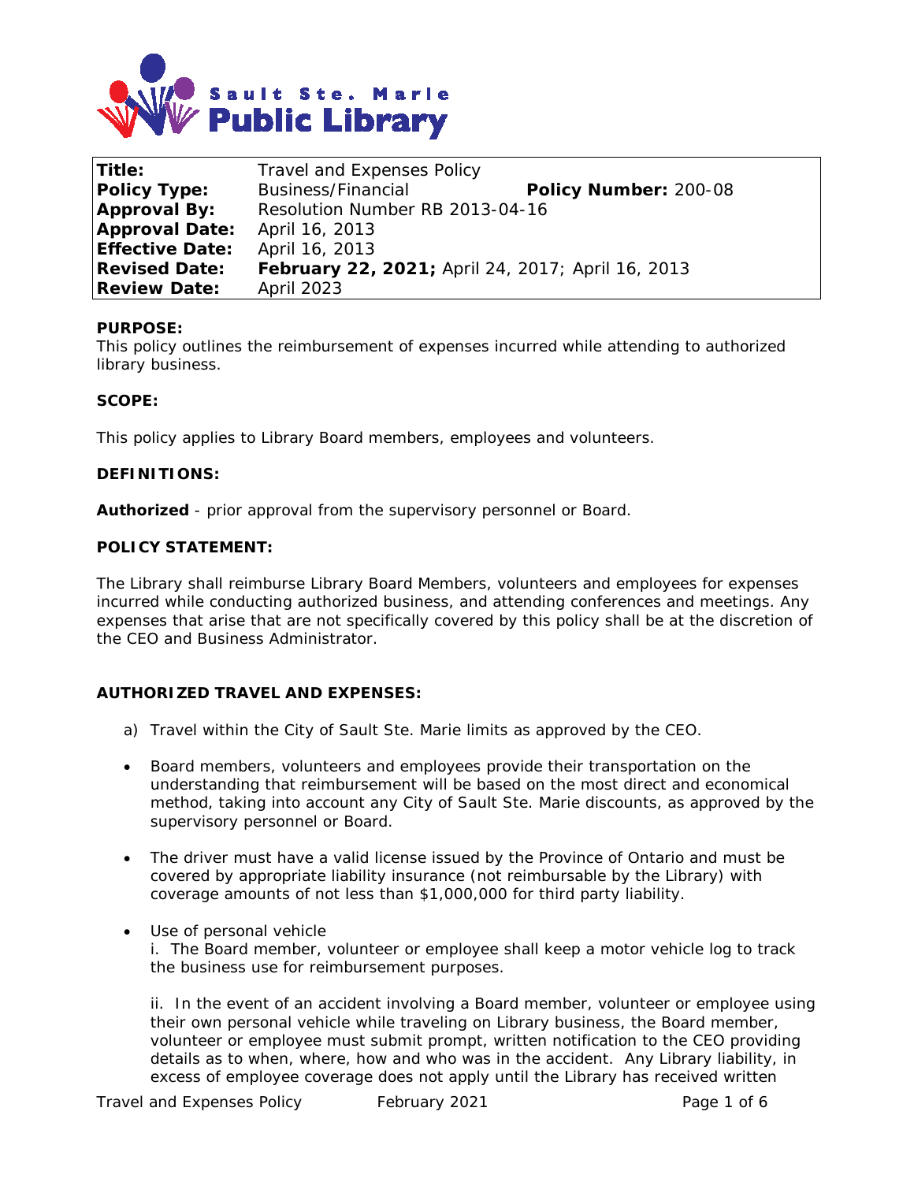Sault Ste. Marie Public Library

| Title: | Travel and Expenses Policy | |
|---|---|---|
| **Policy Type:** | Business/Financial | **Policy Number:** 200-08 |
| **Approval By:** | Resolution Number RB 2013-04-16 | |
| **Approval Date:** | April 16, 2013 | |
| **Effective Date:** | April 16, 2013 | |
| **Revised Date:** | **February 22, 2021;** April 24, 2017; April 16, 2013 | |
| **Review Date:** | April 2023 | |

**PURPOSE:**
This policy outlines the reimbursement of expenses incurred while attending to authorized library business.

**SCOPE:**

This policy applies to Library Board members, employees and volunteers.

**DEFINITIONS:**

**Authorized** - prior approval from the supervisory personnel or Board.

**POLICY STATEMENT:**

The Library shall reimburse Library Board Members, volunteers and employees for expenses incurred while conducting authorized business, and attending conferences and meetings. Any expenses that arise that are not specifically covered by this policy shall be at the discretion of the CEO and Business Administrator.

**AUTHORIZED TRAVEL AND EXPENSES:**

a) Travel within the City of Sault Ste. Marie limits as approved by the CEO.

- Board members, volunteers and employees provide their transportation on the understanding that reimbursement will be based on the most direct and economical method, taking into account any City of Sault Ste. Marie discounts, as approved by the supervisory personnel or Board.

- The driver must have a valid license issued by the Province of Ontario and must be covered by appropriate liability insurance (not reimbursable by the Library) with coverage amounts of not less than $1,000,000 for third party liability.

- Use of personal vehicle
  i. The Board member, volunteer or employee shall keep a motor vehicle log to track the business use for reimbursement purposes.

  ii. In the event of an accident involving a Board member, volunteer or employee using their own personal vehicle while traveling on Library business, the Board member, volunteer or employee must submit prompt, written notification to the CEO providing details as to when, where, how and who was in the accident. Any Library liability, in excess of employee coverage does not apply until the Library has received written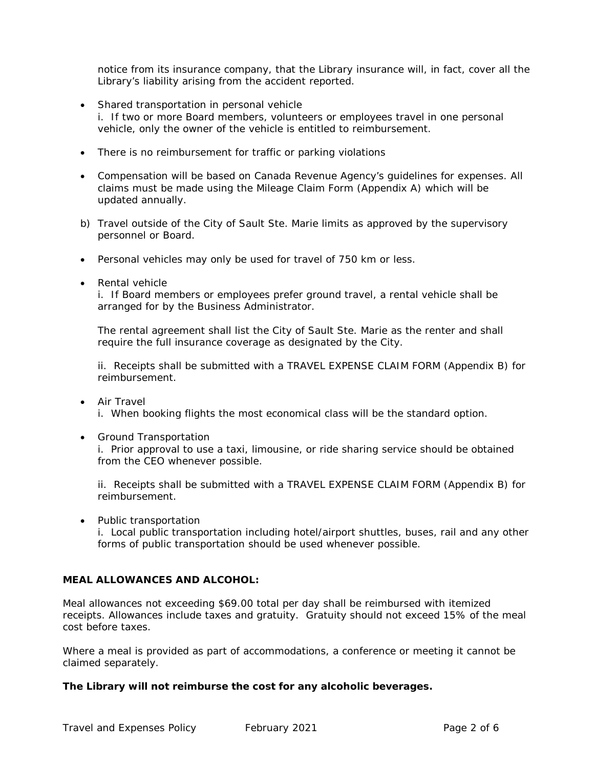notice from its insurance company, that the Library insurance will, in fact, cover all the Library's liability arising from the accident reported.

- Shared transportation in personal vehicle
  i. If two or more Board members, volunteers or employees travel in one personal vehicle, only the owner of the vehicle is entitled to reimbursement.

- There is no reimbursement for traffic or parking violations

- Compensation will be based on Canada Revenue Agency's guidelines for expenses. All claims must be made using the Mileage Claim Form (Appendix A) which will be updated annually.

b) Travel outside of the City of Sault Ste. Marie limits as approved by the supervisory personnel or Board.

- Personal vehicles may only be used for travel of 750 km or less.

- Rental vehicle
  i. If Board members or employees prefer ground travel, a rental vehicle shall be arranged for by the Business Administrator.

  The rental agreement shall list the City of Sault Ste. Marie as the renter and shall require the full insurance coverage as designated by the City.

  ii. Receipts shall be submitted with a TRAVEL EXPENSE CLAIM FORM (Appendix B) for reimbursement.

- Air Travel
  i. When booking flights the most economical class will be the standard option.

- Ground Transportation
  i. Prior approval to use a taxi, limousine, or ride sharing service should be obtained from the CEO whenever possible.

  ii. Receipts shall be submitted with a TRAVEL EXPENSE CLAIM FORM (Appendix B) for reimbursement.

- Public transportation
  i. Local public transportation including hotel/airport shuttles, buses, rail and any other forms of public transportation should be used whenever possible.

**MEAL ALLOWANCES AND ALCOHOL:**

Meal allowances not exceeding $69.00 total per day shall be reimbursed with itemized receipts. Allowances include taxes and gratuity. Gratuity should not exceed 15% of the meal cost before taxes.

Where a meal is provided as part of accommodations, a conference or meeting it cannot be claimed separately.

**The Library will not reimburse the cost for any alcoholic beverages.**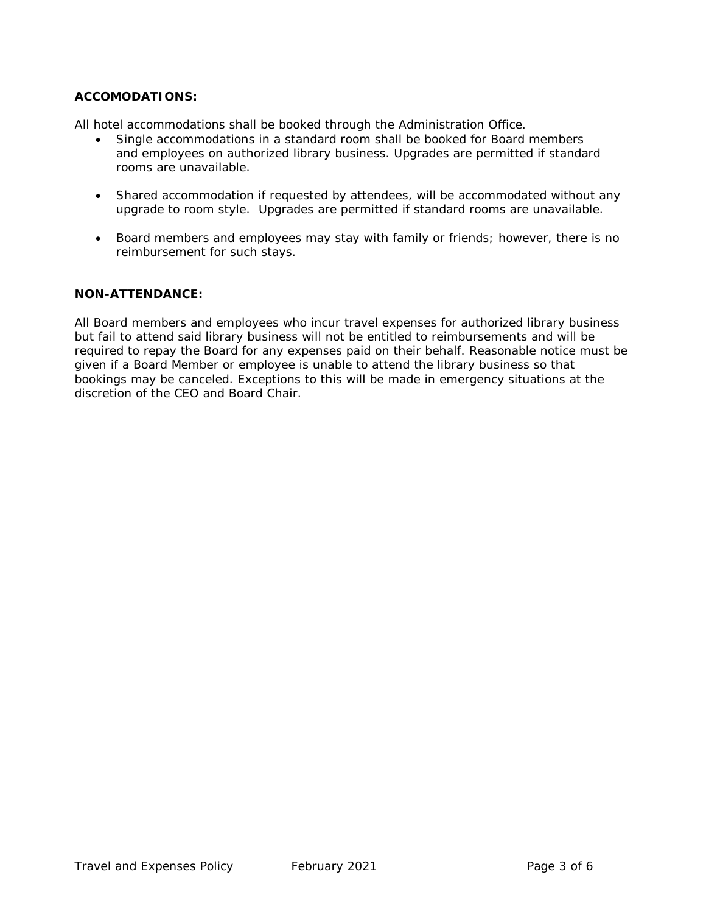**ACCOMODATIONS:**

All hotel accommodations shall be booked through the Administration Office.

- Single accommodations in a standard room shall be booked for Board members and employees on authorized library business. Upgrades are permitted if standard rooms are unavailable.
- Shared accommodation if requested by attendees, will be accommodated without any upgrade to room style. Upgrades are permitted if standard rooms are unavailable.
- Board members and employees may stay with family or friends; however, there is no reimbursement for such stays.

**NON-ATTENDANCE:**

All Board members and employees who incur travel expenses for authorized library business but fail to attend said library business will not be entitled to reimbursements and will be required to repay the Board for any expenses paid on their behalf. Reasonable notice must be given if a Board Member or employee is unable to attend the library business so that bookings may be canceled. Exceptions to this will be made in emergency situations at the discretion of the CEO and Board Chair.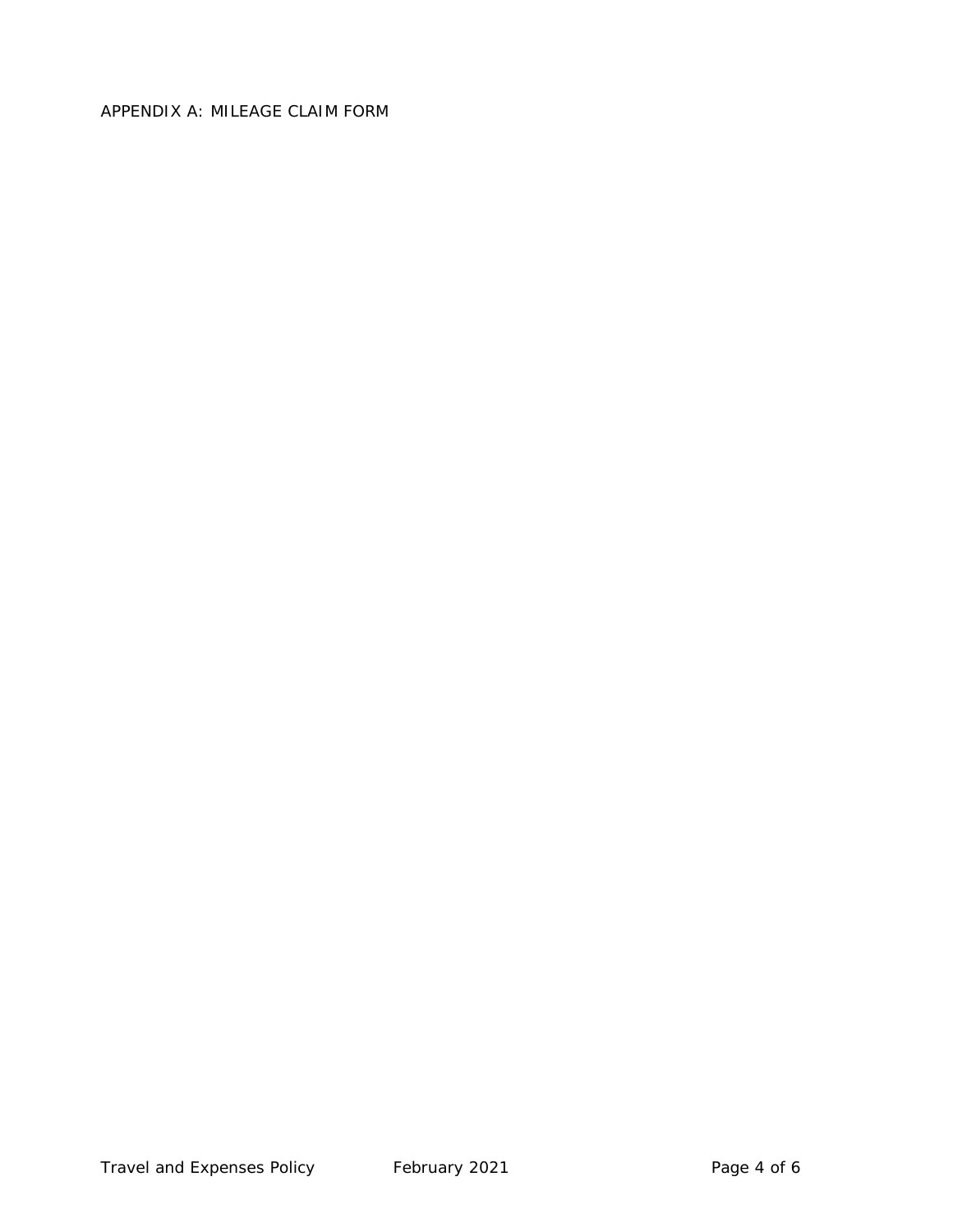APPENDIX A: MILEAGE CLAIM FORM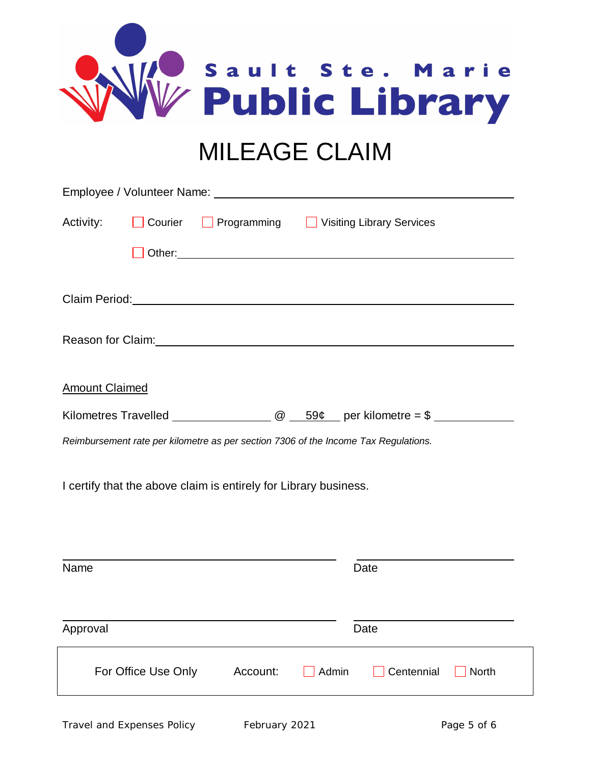Sault Ste. Marie **Public Library**

# MILEAGE CLAIM

Employee / Volunteer Name: ________________________________________

Activity: ☐ Courier ☐ Programming ☐ Visiting Library Services

☐ Other: ________________________________________

Claim Period: ________________________________________

Reason for Claim: ________________________________________

Amount Claimed

Kilometres Travelled ______________ @ 59¢ per kilometre = $ __________

*Reimbursement rate per kilometre as per section 7306 of the Income Tax Regulations.*

I certify that the above claim is entirely for Library business.

________________________________ ________________

Name Date

________________________________ ________________

Approval Date

| For Office Use Only | Account: | ☐ Admin | ☐ Centennial | ☐ North |
|---|---|---|---|---|

Travel and Expenses Policy February 2021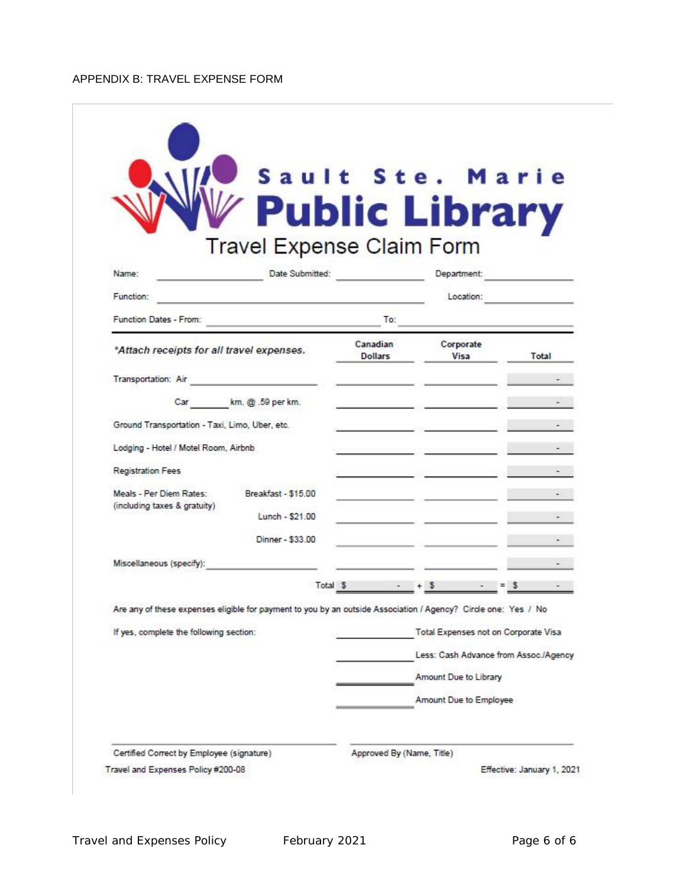APPENDIX B: TRAVEL EXPENSE FORM

# Sault Ste. Marie Public Library

## Travel Expense Claim Form

Name: ____________ Date Submitted: ____________ Department: ____________

Function: ____________ Location: ____________

Function Dates - From: ____________ To: ____________

| *Attach receipts for all travel expenses.* | | Canadian Dollars | Corporate Visa | Total |
|---|---|---|---|---|
| Transportation: Air ____________ | | | | - |
| Car ________ km. @ .59 per km. | | | | - |
| Ground Transportation - Taxi, Limo, Uber, etc. | | | | - |
| Lodging - Hotel / Motel Room, Airbnb | | | | - |
| Registration Fees | | | | - |
| Meals - Per Diem Rates: (including taxes & gratuity) | Breakfast - $15.00 | | | - |
| | Lunch - $21.00 | | | - |
| | Dinner - $33.00 | | | - |
| Miscellaneous (specify): ____________ | | | | - |
| | Total | $ - | + $ - | = $ - |

Are any of these expenses eligible for payment to you by an outside Association / Agency? Circle one: Yes / No

If yes, complete the following section:

____________ Total Expenses not on Corporate Visa

____________ Less: Cash Advance from Assoc./Agency

____________ Amount Due to Library

____________ Amount Due to Employee

Certified Correct by Employee (signature) ____________

Approved By (Name, Title) ____________

Travel and Expenses Policy #200-08

Effective: January 1, 2021